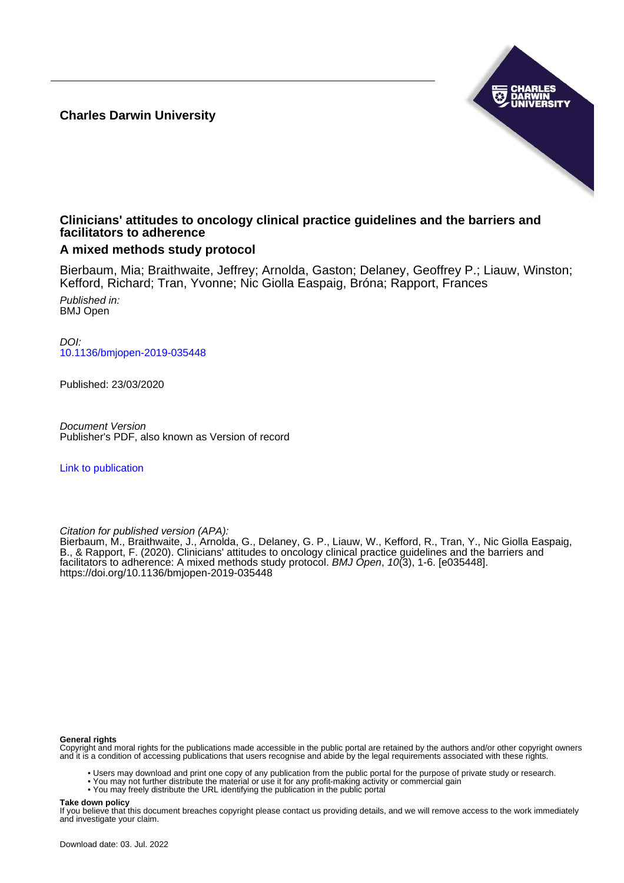**Charles Darwin University**

## Clinicians' attitudes to oncology clinical practice guidelines and the barriers and facilitators to adherence

### A mixed methods study protocol

Bierbaum, Mia; Braithwaite, Jeffrey; Arnolda, Gaston; Delaney, Geoffrey P.; Liauw, Winston; Kefford, Richard; Tran, Yvonne; Nic Giolla Easpaig, Bróna; Rapport, Frances

*Published in:*
BMJ Open

*DOI:*
10.1136/bmjopen-2019-035448

Published: 23/03/2020

*Document Version*
Publisher's PDF, also known as Version of record

Link to publication

*Citation for published version (APA):*
Bierbaum, M., Braithwaite, J., Arnolda, G., Delaney, G. P., Liauw, W., Kefford, R., Tran, Y., Nic Giolla Easpaig, B., & Rapport, F. (2020). Clinicians' attitudes to oncology clinical practice guidelines and the barriers and facilitators to adherence: A mixed methods study protocol. *BMJ Open*, *10*(3), 1-6. [e035448]. https://doi.org/10.1136/bmjopen-2019-035448

**General rights**
Copyright and moral rights for the publications made accessible in the public portal are retained by the authors and/or other copyright owners and it is a condition of accessing publications that users recognise and abide by the legal requirements associated with these rights.

- Users may download and print one copy of any publication from the public portal for the purpose of private study or research.
- You may not further distribute the material or use it for any profit-making activity or commercial gain
- You may freely distribute the URL identifying the publication in the public portal

**Take down policy**
If you believe that this document breaches copyright please contact us providing details, and we will remove access to the work immediately and investigate your claim.

Download date: 03. Jul. 2022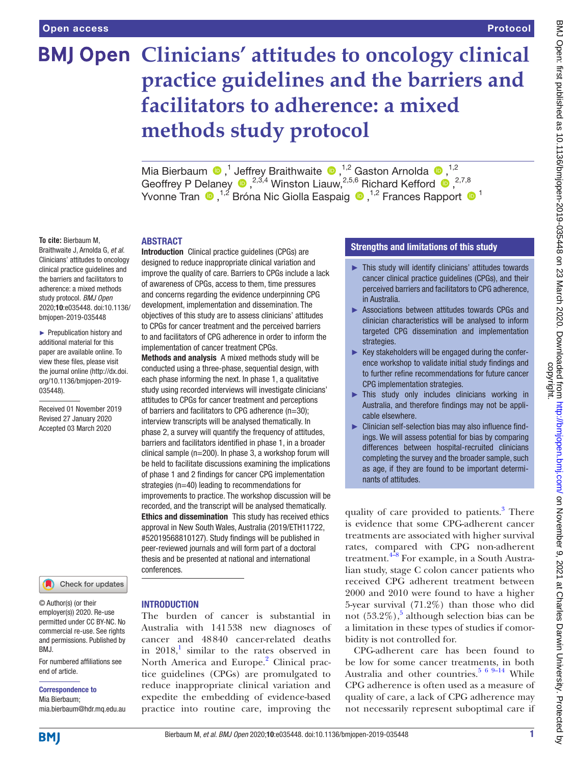# Clinicians' attitudes to oncology clinical practice guidelines and the barriers and facilitators to adherence: a mixed methods study protocol

Mia Bierbaum,[1] Jeffrey Braithwaite,[1,2] Gaston Arnolda,[1,2] Geoffrey P Delaney,[2,3,4] Winston Liauw,[2,5,6] Richard Kefford,[2,7,8] Yvonne Tran,[1,2] Bróna Nic Giolla Easpaig,[1,2] Frances Rapport[1]

**To cite:** Bierbaum M, Braithwaite J, Arnolda G, *et al*. Clinicians' attitudes to oncology clinical practice guidelines and the barriers and facilitators to adherence: a mixed methods study protocol. *BMJ Open* 2020;**10**:e035448. doi:10.1136/bmjopen-2019-035448

► Prepublication history and additional material for this paper are available online. To view these files, please visit the journal online (http://dx.doi.org/10.1136/bmjopen-2019-035448).

Received 01 November 2019
Revised 27 January 2020
Accepted 03 March 2020

© Author(s) (or their employer(s)) 2020. Re-use permitted under CC BY-NC. No commercial re-use. See rights and permissions. Published by BMJ.

For numbered affiliations see end of article.

**Correspondence to**
Mia Bierbaum;
mia.bierbaum@hdr.mq.edu.au

## ABSTRACT

**Introduction** Clinical practice guidelines (CPGs) are designed to reduce inappropriate clinical variation and improve the quality of care. Barriers to CPGs include a lack of awareness of CPGs, access to them, time pressures and concerns regarding the evidence underpinning CPG development, implementation and dissemination. The objectives of this study are to assess clinicians' attitudes to CPGs for cancer treatment and the perceived barriers to and facilitators of CPG adherence in order to inform the implementation of cancer treatment CPGs.

**Methods and analysis** A mixed methods study will be conducted using a three-phase, sequential design, with each phase informing the next. In phase 1, a qualitative study using recorded interviews will investigate clinicians' attitudes to CPGs for cancer treatment and perceptions of barriers and facilitators to CPG adherence (n=30); interview transcripts will be analysed thematically. In phase 2, a survey will quantify the frequency of attitudes, barriers and facilitators identified in phase 1, in a broader clinical sample (n=200). In phase 3, a workshop forum will be held to facilitate discussions examining the implications of phase 1 and 2 findings for cancer CPG implementation strategies (n=40) leading to recommendations for improvements to practice. The workshop discussion will be recorded, and the transcript will be analysed thematically.

**Ethics and dissemination** This study has received ethics approval in New South Wales, Australia (2019/ETH11722, #52019568810127). Study findings will be published in peer-reviewed journals and will form part of a doctoral thesis and be presented at national and international conferences.

## Strengths and limitations of this study

- This study will identify clinicians' attitudes towards cancer clinical practice guidelines (CPGs), and their perceived barriers and facilitators to CPG adherence, in Australia.
- Associations between attitudes towards CPGs and clinician characteristics will be analysed to inform targeted CPG dissemination and implementation strategies.
- Key stakeholders will be engaged during the conference workshop to validate initial study findings and to further refine recommendations for future cancer CPG implementation strategies.
- This study only includes clinicians working in Australia, and therefore findings may not be applicable elsewhere.
- Clinician self-selection bias may also influence findings. We will assess potential for bias by comparing differences between hospital-recruited clinicians completing the survey and the broader sample, such as age, if they are found to be important determinants of attitudes.

## INTRODUCTION

The burden of cancer is substantial in Australia with 141 538 new diagnoses of cancer and 48 840 cancer-related deaths in 2018,[1] similar to the rates observed in North America and Europe.[2] Clinical practice guidelines (CPGs) are promulgated to reduce inappropriate clinical variation and expedite the embedding of evidence-based practice into routine care, improving the quality of care provided to patients.[3] There is evidence that some CPG-adherent cancer treatments are associated with higher survival rates, compared with CPG non-adherent treatment.[4–8] For example, in a South Australian study, stage C colon cancer patients who received CPG adherent treatment between 2000 and 2010 were found to have a higher 5-year survival (71.2%) than those who did not (53.2%),[5] although selection bias can be a limitation in these types of studies if comorbidity is not controlled for.

CPG-adherent care has been found to be low for some cancer treatments, in both Australia and other countries.[5 6 9–14] While CPG adherence is often used as a measure of quality of care, a lack of CPG adherence may not necessarily represent suboptimal care if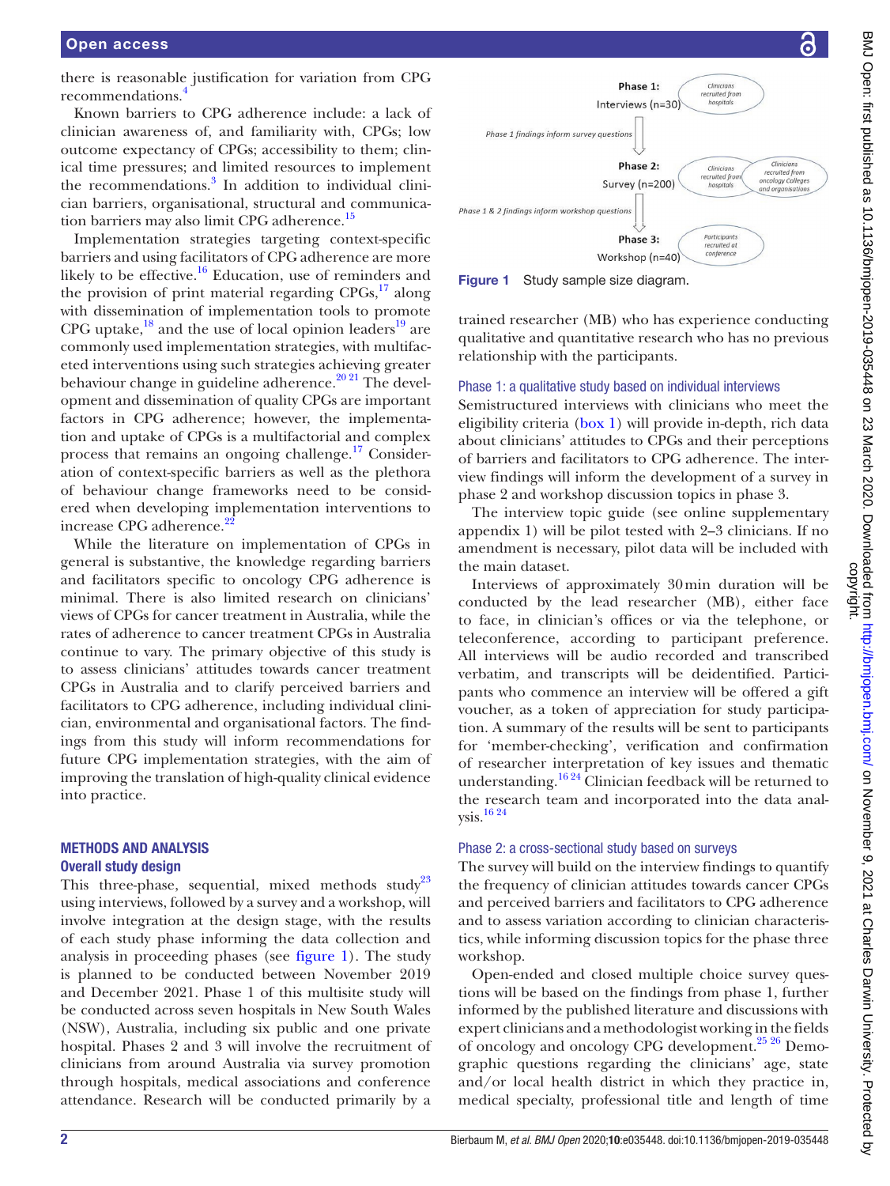there is reasonable justification for variation from CPG recommendations.[4]

Known barriers to CPG adherence include: a lack of clinician awareness of, and familiarity with, CPGs; low outcome expectancy of CPGs; accessibility to them; clinical time pressures; and limited resources to implement the recommendations.[3] In addition to individual clinician barriers, organisational, structural and communication barriers may also limit CPG adherence.[15]

Implementation strategies targeting context-specific barriers and using facilitators of CPG adherence are more likely to be effective.[16] Education, use of reminders and the provision of print material regarding CPGs,[17] along with dissemination of implementation tools to promote CPG uptake,[18] and the use of local opinion leaders[19] are commonly used implementation strategies, with multifaceted interventions using such strategies achieving greater behaviour change in guideline adherence.[20 21] The development and dissemination of quality CPGs are important factors in CPG adherence; however, the implementation and uptake of CPGs is a multifactorial and complex process that remains an ongoing challenge.[17] Consideration of context-specific barriers as well as the plethora of behaviour change frameworks need to be considered when developing implementation interventions to increase CPG adherence.[22]

While the literature on implementation of CPGs in general is substantive, the knowledge regarding barriers and facilitators specific to oncology CPG adherence is minimal. There is also limited research on clinicians' views of CPGs for cancer treatment in Australia, while the rates of adherence to cancer treatment CPGs in Australia continue to vary. The primary objective of this study is to assess clinicians' attitudes towards cancer treatment CPGs in Australia and to clarify perceived barriers and facilitators to CPG adherence, including individual clinician, environmental and organisational factors. The findings from this study will inform recommendations for future CPG implementation strategies, with the aim of improving the translation of high-quality clinical evidence into practice.

## METHODS AND ANALYSIS

### Overall study design

This three-phase, sequential, mixed methods study[23] using interviews, followed by a survey and a workshop, will involve integration at the design stage, with the results of each study phase informing the data collection and analysis in proceeding phases (see figure 1). The study is planned to be conducted between November 2019 and December 2021. Phase 1 of this multisite study will be conducted across seven hospitals in New South Wales (NSW), Australia, including six public and one private hospital. Phases 2 and 3 will involve the recruitment of clinicians from around Australia via survey promotion through hospitals, medical associations and conference attendance. Research will be conducted primarily by a trained researcher (MB) who has experience conducting qualitative and quantitative research who has no previous relationship with the participants.

Phase 1: Interviews (n=30) — Clinicians recruited from hospitals

Phase 1 findings inform survey questions

Phase 2: Survey (n=200) — Clinicians recruited from hospitals; Clinicians recruited from oncology Colleges and organisations

Phase 1 & 2 findings inform workshop questions

Phase 3: Workshop (n=40) — Participants recruited at conference

**Figure 1** Study sample size diagram.

### Phase 1: a qualitative study based on individual interviews

Semistructured interviews with clinicians who meet the eligibility criteria (box 1) will provide in-depth, rich data about clinicians' attitudes to CPGs and their perceptions of barriers and facilitators to CPG adherence. The interview findings will inform the development of a survey in phase 2 and workshop discussion topics in phase 3.

The interview topic guide (see online supplementary appendix 1) will be pilot tested with 2–3 clinicians. If no amendment is necessary, pilot data will be included with the main dataset.

Interviews of approximately 30 min duration will be conducted by the lead researcher (MB), either face to face, in clinician's offices or via the telephone, or teleconference, according to participant preference. All interviews will be audio recorded and transcribed verbatim, and transcripts will be deidentified. Participants who commence an interview will be offered a gift voucher, as a token of appreciation for study participation. A summary of the results will be sent to participants for 'member-checking', verification and confirmation of researcher interpretation of key issues and thematic understanding.[16 24] Clinician feedback will be returned to the research team and incorporated into the data analysis.[16 24]

### Phase 2: a cross-sectional study based on surveys

The survey will build on the interview findings to quantify the frequency of clinician attitudes towards cancer CPGs and perceived barriers and facilitators to CPG adherence and to assess variation according to clinician characteristics, while informing discussion topics for the phase three workshop.

Open-ended and closed multiple choice survey questions will be based on the findings from phase 1, further informed by the published literature and discussions with expert clinicians and a methodologist working in the fields of oncology and oncology CPG development.[25 26] Demographic questions regarding the clinicians' age, state and/or local health district in which they practice in, medical specialty, professional title and length of time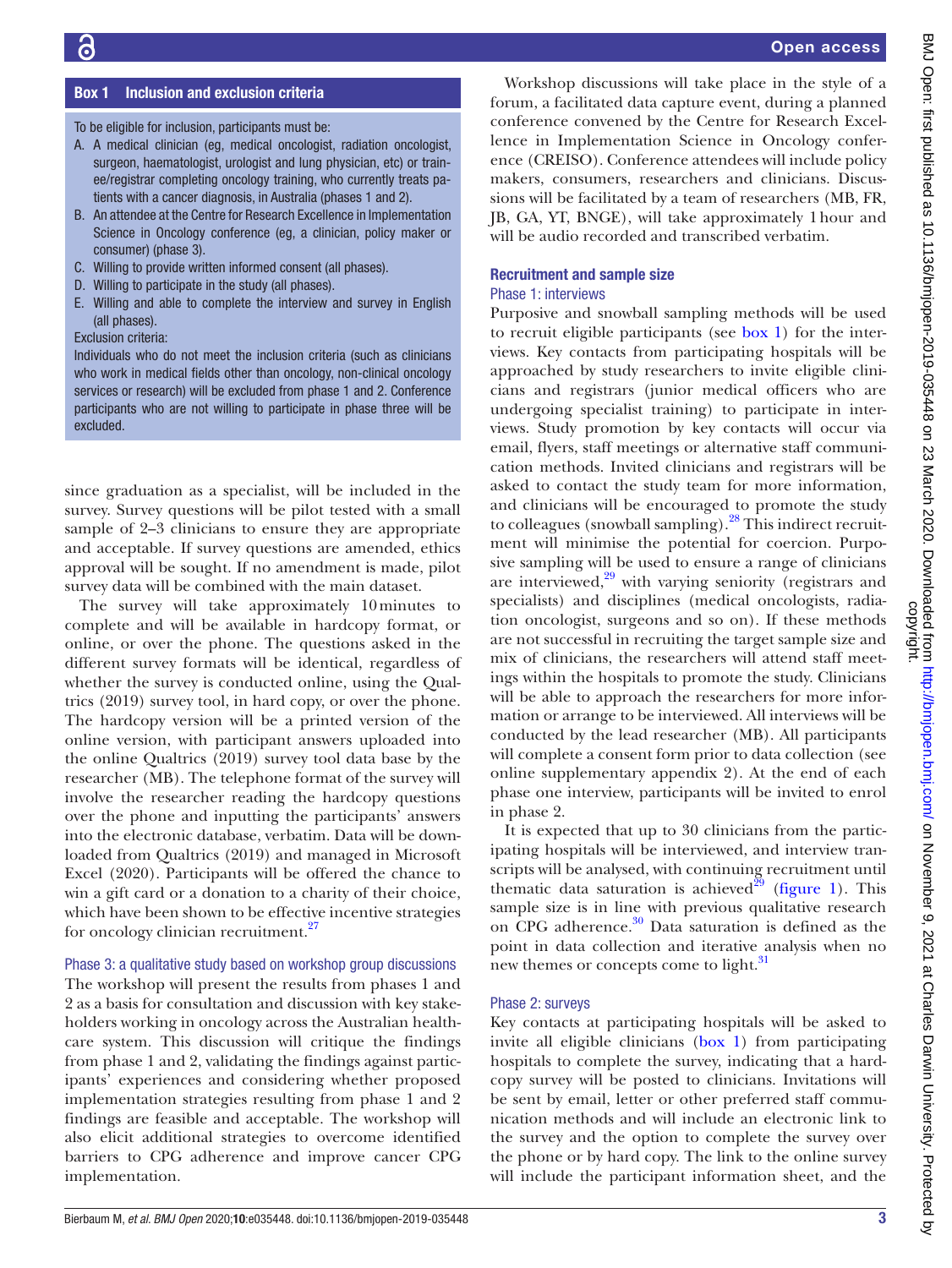### Box 1 Inclusion and exclusion criteria

To be eligible for inclusion, participants must be:

A. A medical clinician (eg, medical oncologist, radiation oncologist, surgeon, haematologist, urologist and lung physician, etc) or trainee/registrar completing oncology training, who currently treats patients with a cancer diagnosis, in Australia (phases 1 and 2).
B. An attendee at the Centre for Research Excellence in Implementation Science in Oncology conference (eg, a clinician, policy maker or consumer) (phase 3).
C. Willing to provide written informed consent (all phases).
D. Willing to participate in the study (all phases).
E. Willing and able to complete the interview and survey in English (all phases).

Exclusion criteria:

Individuals who do not meet the inclusion criteria (such as clinicians who work in medical fields other than oncology, non-clinical oncology services or research) will be excluded from phase 1 and 2. Conference participants who are not willing to participate in phase three will be excluded.

since graduation as a specialist, will be included in the survey. Survey questions will be pilot tested with a small sample of 2–3 clinicians to ensure they are appropriate and acceptable. If survey questions are amended, ethics approval will be sought. If no amendment is made, pilot survey data will be combined with the main dataset.

The survey will take approximately 10 minutes to complete and will be available in hardcopy format, or online, or over the phone. The questions asked in the different survey formats will be identical, regardless of whether the survey is conducted online, using the Qualtrics (2019) survey tool, in hard copy, or over the phone. The hardcopy version will be a printed version of the online version, with participant answers uploaded into the online Qualtrics (2019) survey tool data base by the researcher (MB). The telephone format of the survey will involve the researcher reading the hardcopy questions over the phone and inputting the participants' answers into the electronic database, verbatim. Data will be downloaded from Qualtrics (2019) and managed in Microsoft Excel (2020). Participants will be offered the chance to win a gift card or a donation to a charity of their choice, which have been shown to be effective incentive strategies for oncology clinician recruitment.[27]

### Phase 3: a qualitative study based on workshop group discussions

The workshop will present the results from phases 1 and 2 as a basis for consultation and discussion with key stakeholders working in oncology across the Australian healthcare system. This discussion will critique the findings from phase 1 and 2, validating the findings against participants' experiences and considering whether proposed implementation strategies resulting from phase 1 and 2 findings are feasible and acceptable. The workshop will also elicit additional strategies to overcome identified barriers to CPG adherence and improve cancer CPG implementation.

Workshop discussions will take place in the style of a forum, a facilitated data capture event, during a planned conference convened by the Centre for Research Excellence in Implementation Science in Oncology conference (CREISO). Conference attendees will include policy makers, consumers, researchers and clinicians. Discussions will be facilitated by a team of researchers (MB, FR, JB, GA, YT, BNGE), will take approximately 1 hour and will be audio recorded and transcribed verbatim.

## Recruitment and sample size

### Phase 1: interviews

Purposive and snowball sampling methods will be used to recruit eligible participants (see box 1) for the interviews. Key contacts from participating hospitals will be approached by study researchers to invite eligible clinicians and registrars (junior medical officers who are undergoing specialist training) to participate in interviews. Study promotion by key contacts will occur via email, flyers, staff meetings or alternative staff communication methods. Invited clinicians and registrars will be asked to contact the study team for more information, and clinicians will be encouraged to promote the study to colleagues (snowball sampling).[28] This indirect recruitment will minimise the potential for coercion. Purposive sampling will be used to ensure a range of clinicians are interviewed,[29] with varying seniority (registrars and specialists) and disciplines (medical oncologists, radiation oncologist, surgeons and so on). If these methods are not successful in recruiting the target sample size and mix of clinicians, the researchers will attend staff meetings within the hospitals to promote the study. Clinicians will be able to approach the researchers for more information or arrange to be interviewed. All interviews will be conducted by the lead researcher (MB). All participants will complete a consent form prior to data collection (see online supplementary appendix 2). At the end of each phase one interview, participants will be invited to enrol in phase 2.

It is expected that up to 30 clinicians from the participating hospitals will be interviewed, and interview transcripts will be analysed, with continuing recruitment until thematic data saturation is achieved[29] (figure 1). This sample size is in line with previous qualitative research on CPG adherence.[30] Data saturation is defined as the point in data collection and iterative analysis when no new themes or concepts come to light.[31]

### Phase 2: surveys

Key contacts at participating hospitals will be asked to invite all eligible clinicians (box 1) from participating hospitals to complete the survey, indicating that a hardcopy survey will be posted to clinicians. Invitations will be sent by email, letter or other preferred staff communication methods and will include an electronic link to the survey and the option to complete the survey over the phone or by hard copy. The link to the online survey will include the participant information sheet, and the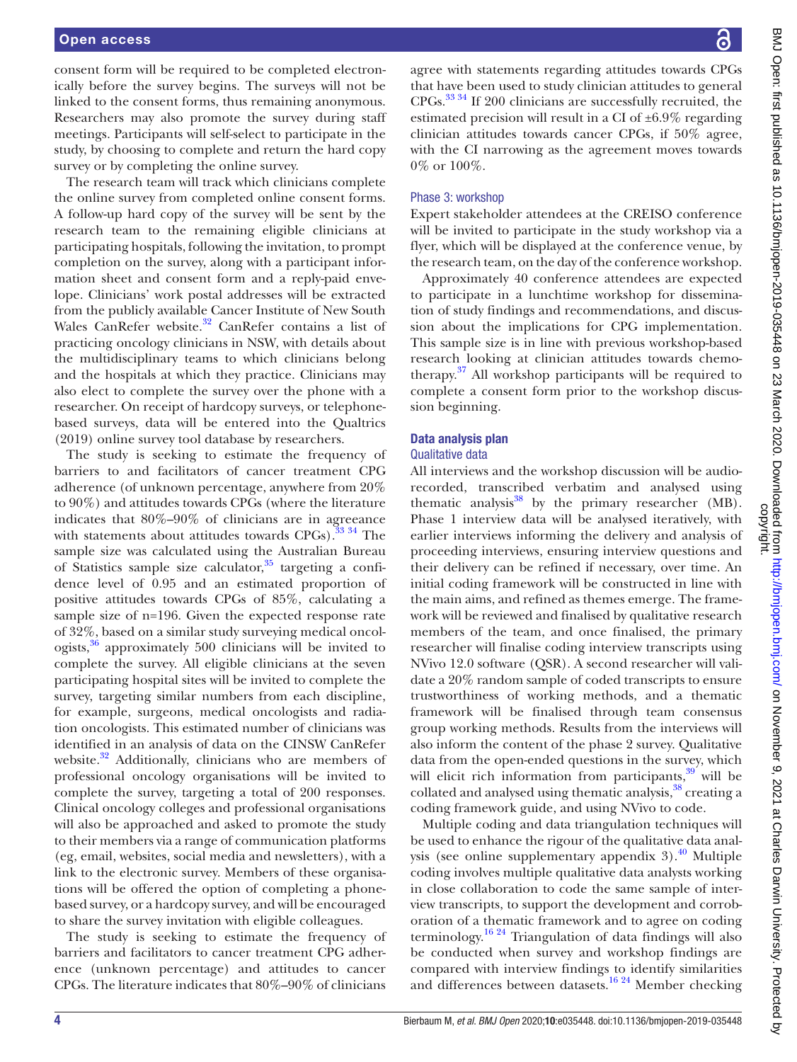consent form will be required to be completed electronically before the survey begins. The surveys will not be linked to the consent forms, thus remaining anonymous. Researchers may also promote the survey during staff meetings. Participants will self-select to participate in the study, by choosing to complete and return the hard copy survey or by completing the online survey.

The research team will track which clinicians complete the online survey from completed online consent forms. A follow-up hard copy of the survey will be sent by the research team to the remaining eligible clinicians at participating hospitals, following the invitation, to prompt completion on the survey, along with a participant information sheet and consent form and a reply-paid envelope. Clinicians' work postal addresses will be extracted from the publicly available Cancer Institute of New South Wales CanRefer website.[32] CanRefer contains a list of practicing oncology clinicians in NSW, with details about the multidisciplinary teams to which clinicians belong and the hospitals at which they practice. Clinicians may also elect to complete the survey over the phone with a researcher. On receipt of hardcopy surveys, or telephone-based surveys, data will be entered into the Qualtrics (2019) online survey tool database by researchers.

The study is seeking to estimate the frequency of barriers to and facilitators of cancer treatment CPG adherence (of unknown percentage, anywhere from 20% to 90%) and attitudes towards CPGs (where the literature indicates that 80%–90% of clinicians are in agreeance with statements about attitudes towards CPGs).[33 34] The sample size was calculated using the Australian Bureau of Statistics sample size calculator,[35] targeting a confidence level of 0.95 and an estimated proportion of positive attitudes towards CPGs of 85%, calculating a sample size of n=196. Given the expected response rate of 32%, based on a similar study surveying medical oncologists,[36] approximately 500 clinicians will be invited to complete the survey. All eligible clinicians at the seven participating hospital sites will be invited to complete the survey, targeting similar numbers from each discipline, for example, surgeons, medical oncologists and radiation oncologists. This estimated number of clinicians was identified in an analysis of data on the CINSW CanRefer website.[32] Additionally, clinicians who are members of professional oncology organisations will be invited to complete the survey, targeting a total of 200 responses. Clinical oncology colleges and professional organisations will also be approached and asked to promote the study to their members via a range of communication platforms (eg, email, websites, social media and newsletters), with a link to the electronic survey. Members of these organisations will be offered the option of completing a phone-based survey, or a hardcopy survey, and will be encouraged to share the survey invitation with eligible colleagues.

The study is seeking to estimate the frequency of barriers and facilitators to cancer treatment CPG adherence (unknown percentage) and attitudes to cancer CPGs. The literature indicates that 80%–90% of clinicians agree with statements regarding attitudes towards CPGs that have been used to study clinician attitudes to general CPGs.[33 34] If 200 clinicians are successfully recruited, the estimated precision will result in a CI of ±6.9% regarding clinician attitudes towards cancer CPGs, if 50% agree, with the CI narrowing as the agreement moves towards 0% or 100%.

### Phase 3: workshop

Expert stakeholder attendees at the CREISO conference will be invited to participate in the study workshop via a flyer, which will be displayed at the conference venue, by the research team, on the day of the conference workshop.

Approximately 40 conference attendees are expected to participate in a lunchtime workshop for dissemination of study findings and recommendations, and discussion about the implications for CPG implementation. This sample size is in line with previous workshop-based research looking at clinician attitudes towards chemotherapy.[37] All workshop participants will be required to complete a consent form prior to the workshop discussion beginning.

## Data analysis plan

### Qualitative data

All interviews and the workshop discussion will be audio-recorded, transcribed verbatim and analysed using thematic analysis[38] by the primary researcher (MB). Phase 1 interview data will be analysed iteratively, with earlier interviews informing the delivery and analysis of proceeding interviews, ensuring interview questions and their delivery can be refined if necessary, over time. An initial coding framework will be constructed in line with the main aims, and refined as themes emerge. The framework will be reviewed and finalised by qualitative research members of the team, and once finalised, the primary researcher will finalise coding interview transcripts using NVivo 12.0 software (QSR). A second researcher will validate a 20% random sample of coded transcripts to ensure trustworthiness of working methods, and a thematic framework will be finalised through team consensus group working methods. Results from the interviews will also inform the content of the phase 2 survey. Qualitative data from the open-ended questions in the survey, which will elicit rich information from participants,[39] will be collated and analysed using thematic analysis,[38] creating a coding framework guide, and using NVivo to code.

Multiple coding and data triangulation techniques will be used to enhance the rigour of the qualitative data analysis (see online supplementary appendix 3).[40] Multiple coding involves multiple qualitative data analysts working in close collaboration to code the same sample of interview transcripts, to support the development and corroboration of a thematic framework and to agree on coding terminology.[16 24] Triangulation of data findings will also be conducted when survey and workshop findings are compared with interview findings to identify similarities and differences between datasets.[16 24] Member checking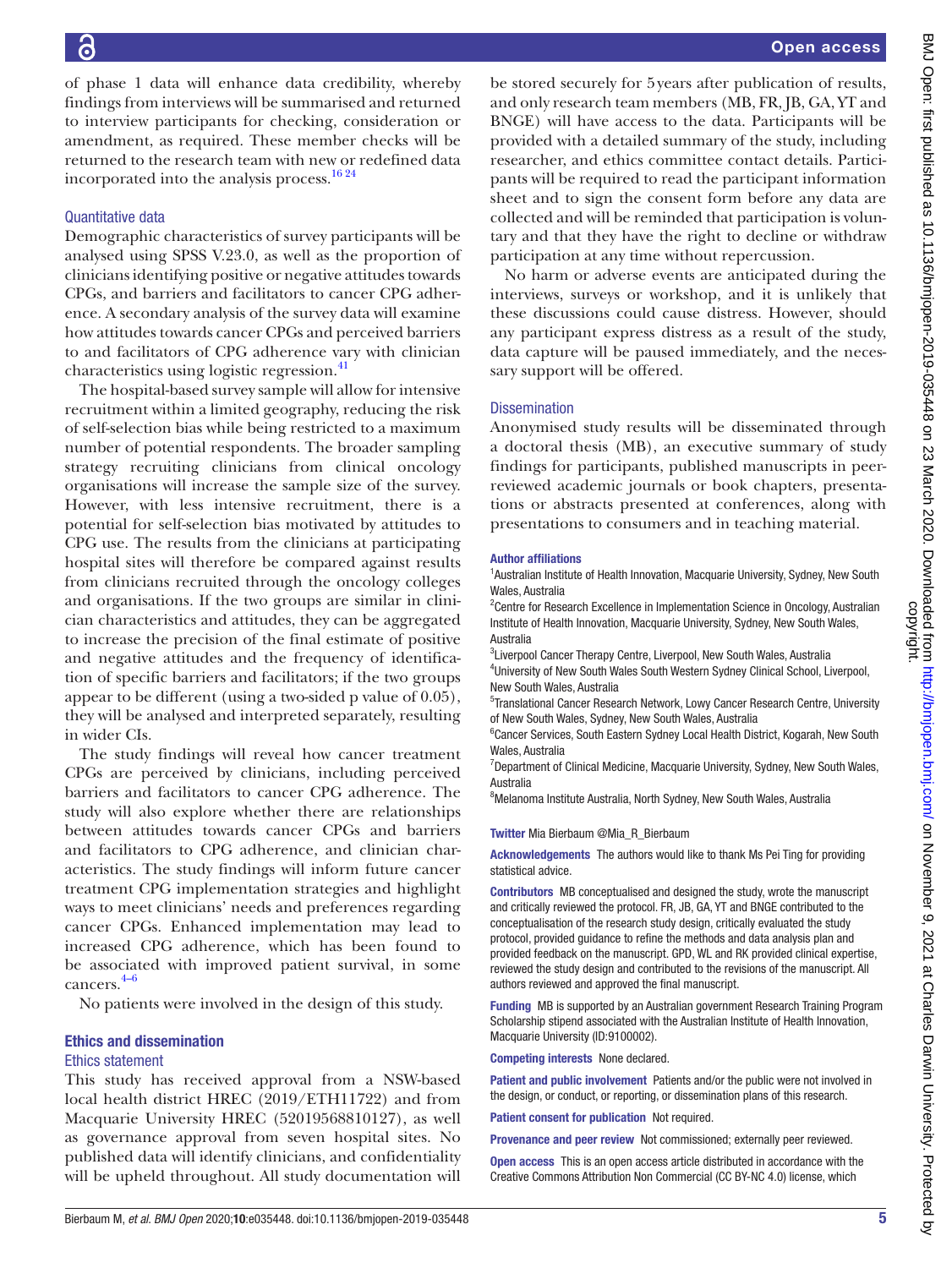of phase 1 data will enhance data credibility, whereby findings from interviews will be summarised and returned to interview participants for checking, consideration or amendment, as required. These member checks will be returned to the research team with new or redefined data incorporated into the analysis process.[16 24]

### Quantitative data

Demographic characteristics of survey participants will be analysed using SPSS V.23.0, as well as the proportion of clinicians identifying positive or negative attitudes towards CPGs, and barriers and facilitators to cancer CPG adherence. A secondary analysis of the survey data will examine how attitudes towards cancer CPGs and perceived barriers to and facilitators of CPG adherence vary with clinician characteristics using logistic regression.[41]

The hospital-based survey sample will allow for intensive recruitment within a limited geography, reducing the risk of self-selection bias while being restricted to a maximum number of potential respondents. The broader sampling strategy recruiting clinicians from clinical oncology organisations will increase the sample size of the survey. However, with less intensive recruitment, there is a potential for self-selection bias motivated by attitudes to CPG use. The results from the clinicians at participating hospital sites will therefore be compared against results from clinicians recruited through the oncology colleges and organisations. If the two groups are similar in clinician characteristics and attitudes, they can be aggregated to increase the precision of the final estimate of positive and negative attitudes and the frequency of identification of specific barriers and facilitators; if the two groups appear to be different (using a two-sided p value of 0.05), they will be analysed and interpreted separately, resulting in wider CIs.

The study findings will reveal how cancer treatment CPGs are perceived by clinicians, including perceived barriers and facilitators to cancer CPG adherence. The study will also explore whether there are relationships between attitudes towards cancer CPGs and barriers and facilitators to CPG adherence, and clinician characteristics. The study findings will inform future cancer treatment CPG implementation strategies and highlight ways to meet clinicians' needs and preferences regarding cancer CPGs. Enhanced implementation may lead to increased CPG adherence, which has been found to be associated with improved patient survival, in some cancers.[4–6]

No patients were involved in the design of this study.

## Ethics and dissemination

### Ethics statement

This study has received approval from a NSW-based local health district HREC (2019/ETH11722) and from Macquarie University HREC (52019568810127), as well as governance approval from seven hospital sites. No published data will identify clinicians, and confidentiality will be upheld throughout. All study documentation will be stored securely for 5 years after publication of results, and only research team members (MB, FR, JB, GA, YT and BNGE) will have access to the data. Participants will be provided with a detailed summary of the study, including researcher, and ethics committee contact details. Participants will be required to read the participant information sheet and to sign the consent form before any data are collected and will be reminded that participation is voluntary and that they have the right to decline or withdraw participation at any time without repercussion.

No harm or adverse events are anticipated during the interviews, surveys or workshop, and it is unlikely that these discussions could cause distress. However, should any participant express distress as a result of the study, data capture will be paused immediately, and the necessary support will be offered.

### Dissemination

Anonymised study results will be disseminated through a doctoral thesis (MB), an executive summary of study findings for participants, published manuscripts in peer-reviewed academic journals or book chapters, presentations or abstracts presented at conferences, along with presentations to consumers and in teaching material.

**Author affiliations**

[1]Australian Institute of Health Innovation, Macquarie University, Sydney, New South Wales, Australia
[2]Centre for Research Excellence in Implementation Science in Oncology, Australian Institute of Health Innovation, Macquarie University, Sydney, New South Wales, Australia
[3]Liverpool Cancer Therapy Centre, Liverpool, New South Wales, Australia
[4]University of New South Wales South Western Sydney Clinical School, Liverpool, New South Wales, Australia
[5]Translational Cancer Research Network, Lowy Cancer Research Centre, University of New South Wales, Sydney, New South Wales, Australia
[6]Cancer Services, South Eastern Sydney Local Health District, Kogarah, New South Wales, Australia
[7]Department of Clinical Medicine, Macquarie University, Sydney, New South Wales, Australia
[8]Melanoma Institute Australia, North Sydney, New South Wales, Australia

**Twitter** Mia Bierbaum @Mia_R_Bierbaum

**Acknowledgements** The authors would like to thank Ms Pei Ting for providing statistical advice.

**Contributors** MB conceptualised and designed the study, wrote the manuscript and critically reviewed the protocol. FR, JB, GA, YT and BNGE contributed to the conceptualisation of the research study design, critically evaluated the study protocol, provided guidance to refine the methods and data analysis plan and provided feedback on the manuscript. GPD, WL and RK provided clinical expertise, reviewed the study design and contributed to the revisions of the manuscript. All authors reviewed and approved the final manuscript.

**Funding** MB is supported by an Australian government Research Training Program Scholarship stipend associated with the Australian Institute of Health Innovation, Macquarie University (ID:9100002).

**Competing interests** None declared.

**Patient and public involvement** Patients and/or the public were not involved in the design, or conduct, or reporting, or dissemination plans of this research.

**Patient consent for publication** Not required.

**Provenance and peer review** Not commissioned; externally peer reviewed.

**Open access** This is an open access article distributed in accordance with the Creative Commons Attribution Non Commercial (CC BY-NC 4.0) license, which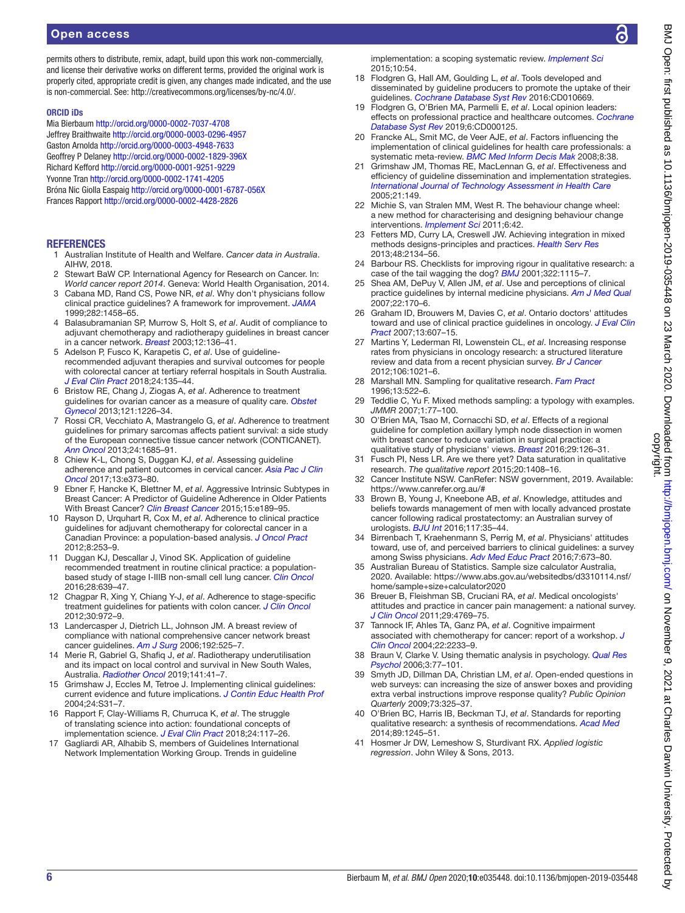permits others to distribute, remix, adapt, build upon this work non-commercially, and license their derivative works on different terms, provided the original work is properly cited, appropriate credit is given, any changes made indicated, and the use is non-commercial. See: http://creativecommons.org/licenses/by-nc/4.0/.

### ORCID iDs

Mia Bierbaum http://orcid.org/0000-0002-7037-4708
Jeffrey Braithwaite http://orcid.org/0000-0003-0296-4957
Gaston Arnolda http://orcid.org/0000-0003-4948-7633
Geoffrey P Delaney http://orcid.org/0000-0002-1829-396X
Richard Kefford http://orcid.org/0000-0001-9251-9229
Yvonne Tran http://orcid.org/0000-0002-1741-4205
Bróna Nic Giolla Easpaig http://orcid.org/0000-0001-6787-056X
Frances Rapport http://orcid.org/0000-0002-4428-2826

## REFERENCES

1. Australian Institute of Health and Welfare. *Cancer data in Australia*. AIHW, 2018.
2. Stewart BaW CP. International Agency for Research on Cancer. In: *World cancer report 2014*. Geneva: World Health Organisation, 2014.
3. Cabana MD, Rand CS, Powe NR, *et al*. Why don't physicians follow clinical practice guidelines? A framework for improvement. *JAMA* 1999;282:1458–65.
4. Balasubramanian SP, Murrow S, Holt S, *et al*. Audit of compliance to adjuvant chemotherapy and radiotherapy guidelines in breast cancer in a cancer network. *Breast* 2003;12:136–41.
5. Adelson P, Fusco K, Karapetis C, *et al*. Use of guideline-recommended adjuvant therapies and survival outcomes for people with colorectal cancer at tertiary referral hospitals in South Australia. *J Eval Clin Pract* 2018;24:135–44.
6. Bristow RE, Chang J, Ziogas A, *et al*. Adherence to treatment guidelines for ovarian cancer as a measure of quality care. *Obstet Gynecol* 2013;121:1226–34.
7. Rossi CR, Vecchiato A, Mastrangelo G, *et al*. Adherence to treatment guidelines for primary sarcomas affects patient survival: a side study of the European connective tissue cancer network (CONTICANET). *Ann Oncol* 2013;24:1685–91.
8. Chiew K-L, Chong S, Duggan KJ, *et al*. Assessing guideline adherence and patient outcomes in cervical cancer. *Asia Pac J Clin Oncol* 2017;13:e373–80.
9. Ebner F, Hancke K, Blettner M, *et al*. Aggressive Intrinsic Subtypes in Breast Cancer: A Predictor of Guideline Adherence in Older Patients With Breast Cancer? *Clin Breast Cancer* 2015;15:e189–95.
10. Rayson D, Urquhart R, Cox M, *et al*. Adherence to clinical practice guidelines for adjuvant chemotherapy for colorectal cancer in a Canadian Province: a population-based analysis. *J Oncol Pract* 2012;8:253–9.
11. Duggan KJ, Descallar J, Vinod SK. Application of guideline recommended treatment in routine clinical practice: a population-based study of stage I-IIIB non-small cell lung cancer. *Clin Oncol* 2016;28:639–47.
12. Chagpar R, Xing Y, Chiang Y-J, *et al*. Adherence to stage-specific treatment guidelines for patients with colon cancer. *J Clin Oncol* 2012;30:972–9.
13. Landercasper J, Dietrich LL, Johnson JM. A breast review of compliance with national comprehensive cancer network breast cancer guidelines. *Am J Surg* 2006;192:525–7.
14. Merie R, Gabriel G, Shafiq J, *et al*. Radiotherapy underutilisation and its impact on local control and survival in New South Wales, Australia. *Radiother Oncol* 2019;141:41–7.
15. Grimshaw J, Eccles M, Tetroe J. Implementing clinical guidelines: current evidence and future implications. *J Contin Educ Health Prof* 2004;24:S31–7.
16. Rapport F, Clay-Williams R, Churruca K, *et al*. The struggle of translating science into action: foundational concepts of implementation science. *J Eval Clin Pract* 2018;24:117–26.
17. Gagliardi AR, Alhabib S, members of Guidelines International Network Implementation Working Group. Trends in guideline implementation: a scoping systematic review. *Implement Sci* 2015;10:54.
18. Flodgren G, Hall AM, Goulding L, *et al*. Tools developed and disseminated by guideline producers to promote the uptake of their guidelines. *Cochrane Database Syst Rev* 2016:CD010669.
19. Flodgren G, O'Brien MA, Parmelli E, *et al*. Local opinion leaders: effects on professional practice and healthcare outcomes. *Cochrane Database Syst Rev* 2019;6:CD000125.
20. Francke AL, Smit MC, de Veer AJE, *et al*. Factors influencing the implementation of clinical guidelines for health care professionals: a systematic meta-review. *BMC Med Inform Decis Mak* 2008;8:38.
21. Grimshaw JM, Thomas RE, MacLennan G, *et al*. Effectiveness and efficiency of guideline dissemination and implementation strategies. *International Journal of Technology Assessment in Health Care* 2005;21:149.
22. Michie S, van Stralen MM, West R. The behaviour change wheel: a new method for characterising and designing behaviour change interventions. *Implement Sci* 2011;6:42.
23. Fetters MD, Curry LA, Creswell JW. Achieving integration in mixed methods designs-principles and practices. *Health Serv Res* 2013;48:2134–56.
24. Barbour RS. Checklists for improving rigour in qualitative research: a case of the tail wagging the dog? *BMJ* 2001;322:1115–7.
25. Shea AM, DePuy V, Allen JM, *et al*. Use and perceptions of clinical practice guidelines by internal medicine physicians. *Am J Med Qual* 2007;22:170–6.
26. Graham ID, Brouwers M, Davies C, *et al*. Ontario doctors' attitudes toward and use of clinical practice guidelines in oncology. *J Eval Clin Pract* 2007;13:607–15.
27. Martins Y, Lederman RI, Lowenstein CL, *et al*. Increasing response rates from physicians in oncology research: a structured literature review and data from a recent physician survey. *Br J Cancer* 2012;106:1021–6.
28. Marshall MN. Sampling for qualitative research. *Fam Pract* 1996;13:522–6.
29. Teddlie C, Yu F. Mixed methods sampling: a typology with examples. *JMMR* 2007;1:77–100.
30. O'Brien MA, Tsao M, Cornacchi SD, *et al*. Effects of a regional guideline for completion axillary lymph node dissection in women with breast cancer to reduce variation in surgical practice: a qualitative study of physicians' views. *Breast* 2016;29:126–31.
31. Fusch PI, Ness LR. Are we there yet? Data saturation in qualitative research. *The qualitative report* 2015;20:1408–16.
32. Cancer Institute NSW. CanRefer: NSW government, 2019. Available: https://www.canrefer.org.au/#
33. Brown B, Young J, Kneebone AB, *et al*. Knowledge, attitudes and beliefs towards management of men with locally advanced prostate cancer following radical prostatectomy: an Australian survey of urologists. *BJU Int* 2016;117:35–44.
34. Birrenbach T, Kraehenmann S, Perrig M, *et al*. Physicians' attitudes toward, use of, and perceived barriers to clinical guidelines: a survey among Swiss physicians. *Adv Med Educ Pract* 2016;7:673–80.
35. Australian Bureau of Statistics. Sample size calculator Australia, 2020. Available: https://www.abs.gov.au/websitedbs/d3310114.nsf/home/sample+size+calculator2020
36. Breuer B, Fleishman SB, Cruciani RA, *et al*. Medical oncologists' attitudes and practice in cancer pain management: a national survey. *J Clin Oncol* 2011;29:4769–75.
37. Tannock IF, Ahles TA, Ganz PA, *et al*. Cognitive impairment associated with chemotherapy for cancer: report of a workshop. *J Clin Oncol* 2004;22:2233–9.
38. Braun V, Clarke V. Using thematic analysis in psychology. *Qual Res Psychol* 2006;3:77–101.
39. Smyth JD, Dillman DA, Christian LM, *et al*. Open-ended questions in web surveys: can increasing the size of answer boxes and providing extra verbal instructions improve response quality? *Public Opinion Quarterly* 2009;73:325–37.
40. O'Brien BC, Harris IB, Beckman TJ, *et al*. Standards for reporting qualitative research: a synthesis of recommendations. *Acad Med* 2014;89:1245–51.
41. Hosmer Jr DW, Lemeshow S, Sturdivant RX. *Applied logistic regression*. John Wiley & Sons, 2013.